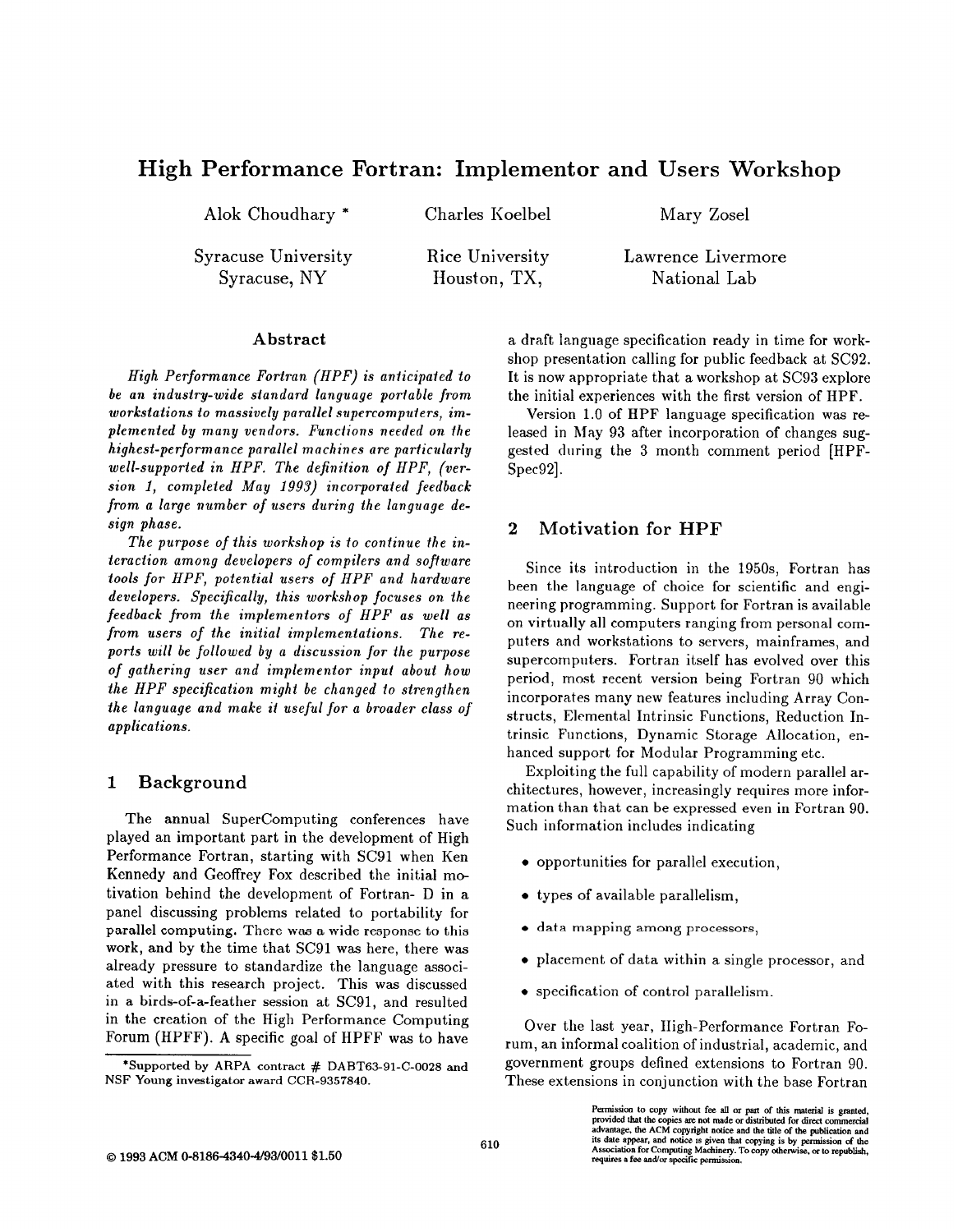# High Performance Fortran: Implementor and Users Workshop

Alok Choudhary *
Syracuse University
Syracuse, NY

Charles Koelbel
Rice University
Houston, TX,

Mary Zosel
Lawrence Livermore
National Lab

## Abstract

*High Performance Fortran (HPF) is anticipated to be an industry-wide standard language portable from workstations to massively parallel supercomputers, implemented by many vendors. Functions needed on the highest-performance parallel machines are particularly well-supported in HPF. The definition of HPF, (version 1, completed May 1993) incorporated feedback from a large number of users during the language design phase.*

*The purpose of this workshop is to continue the interaction among developers of compilers and software tools for HPF, potential users of HPF and hardware developers. Specifically, this workshop focuses on the feedback from the implementors of HPF as well as from users of the initial implementations. The reports will be followed by a discussion for the purpose of gathering user and implementor input about how the HPF specification might be changed to strengthen the language and make it useful for a broader class of applications.*

## 1 Background

The annual SuperComputing conferences have played an important part in the development of High Performance Fortran, starting with SC91 when Ken Kennedy and Geoffrey Fox described the initial motivation behind the development of Fortran- D in a panel discussing problems related to portability for parallel computing. There was a wide response to this work, and by the time that SC91 was here, there was already pressure to standardize the language associated with this research project. This was discussed in a birds-of-a-feather session at SC91, and resulted in the creation of the High Performance Computing Forum (HPFF). A specific goal of HPFF was to have a draft language specification ready in time for workshop presentation calling for public feedback at SC92. It is now appropriate that a workshop at SC93 explore the initial experiences with the first version of HPF.

Version 1.0 of HPF language specification was released in May 93 after incorporation of changes suggested during the 3 month comment period [HPF-Spec92].

## 2 Motivation for HPF

Since its introduction in the 1950s, Fortran has been the language of choice for scientific and engineering programming. Support for Fortran is available on virtually all computers ranging from personal computers and workstations to servers, mainframes, and supercomputers. Fortran itself has evolved over this period, most recent version being Fortran 90 which incorporates many new features including Array Constructs, Elemental Intrinsic Functions, Reduction Intrinsic Functions, Dynamic Storage Allocation, enhanced support for Modular Programming etc.

Exploiting the full capability of modern parallel architectures, however, increasingly requires more information than that can be expressed even in Fortran 90. Such information includes indicating

- opportunities for parallel execution,
- types of available parallelism,
- data mapping among processors,
- placement of data within a single processor, and
- specification of control parallelism.

Over the last year, High-Performance Fortran Forum, an informal coalition of industrial, academic, and government groups defined extensions to Fortran 90. These extensions in conjunction with the base Fortran

*Supported by ARPA contract # DABT63-91-C-0028 and NSF Young investigator award CCR-9357840.

© 1993 ACM 0-8186-4340-4/93/0011 $1.50

Permission to copy without fee all or part of this material is granted, provided that the copies are not made or distributed for direct commercial advantage, the ACM copyright notice and the title of the publication and its date appear, and notice is given that copying is by permission of the Association for Computing Machinery. To copy otherwise, or to republish, requires a fee and/or specific permission.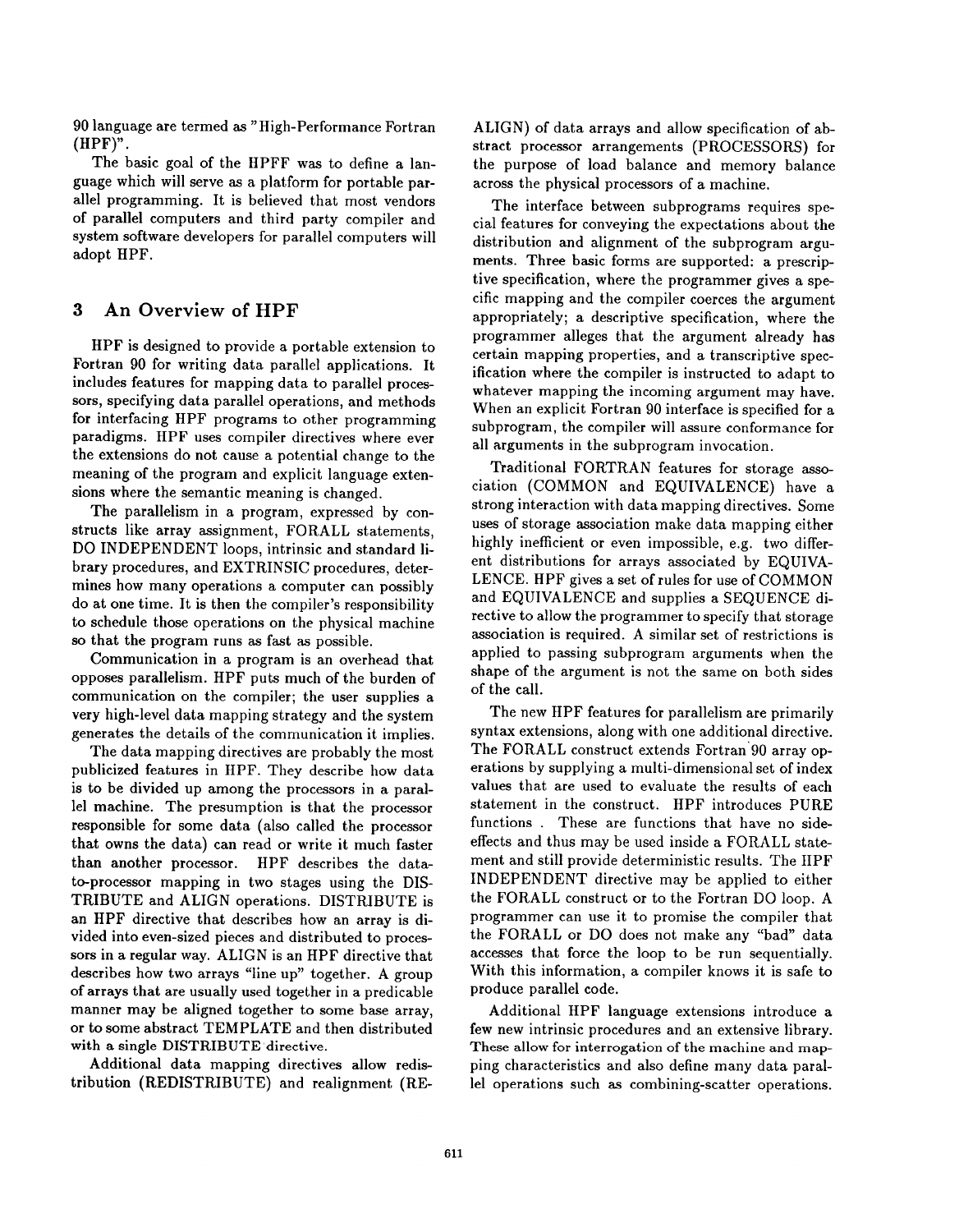90 language are termed as "High-Performance Fortran (HPF)".

The basic goal of the HPFF was to define a language which will serve as a platform for portable parallel programming. It is believed that most vendors of parallel computers and third party compiler and system software developers for parallel computers will adopt HPF.

## 3 An Overview of HPF

HPF is designed to provide a portable extension to Fortran 90 for writing data parallel applications. It includes features for mapping data to parallel processors, specifying data parallel operations, and methods for interfacing HPF programs to other programming paradigms. HPF uses compiler directives where ever the extensions do not cause a potential change to the meaning of the program and explicit language extensions where the semantic meaning is changed.

The parallelism in a program, expressed by constructs like array assignment, FORALL statements, DO INDEPENDENT loops, intrinsic and standard library procedures, and EXTRINSIC procedures, determines how many operations a computer can possibly do at one time. It is then the compiler's responsibility to schedule those operations on the physical machine so that the program runs as fast as possible.

Communication in a program is an overhead that opposes parallelism. HPF puts much of the burden of communication on the compiler; the user supplies a very high-level data mapping strategy and the system generates the details of the communication it implies.

The data mapping directives are probably the most publicized features in HPF. They describe how data is to be divided up among the processors in a parallel machine. The presumption is that the processor responsible for some data (also called the processor that owns the data) can read or write it much faster than another processor. HPF describes the data-to-processor mapping in two stages using the DISTRIBUTE and ALIGN operations. DISTRIBUTE is an HPF directive that describes how an array is divided into even-sized pieces and distributed to processors in a regular way. ALIGN is an HPF directive that describes how two arrays "line up" together. A group of arrays that are usually used together in a predicable manner may be aligned together to some base array, or to some abstract TEMPLATE and then distributed with a single DISTRIBUTE directive.

Additional data mapping directives allow redistribution (REDISTRIBUTE) and realignment (REALIGN) of data arrays and allow specification of abstract processor arrangements (PROCESSORS) for the purpose of load balance and memory balance across the physical processors of a machine.

The interface between subprograms requires special features for conveying the expectations about the distribution and alignment of the subprogram arguments. Three basic forms are supported: a prescriptive specification, where the programmer gives a specific mapping and the compiler coerces the argument appropriately; a descriptive specification, where the programmer alleges that the argument already has certain mapping properties, and a transcriptive specification where the compiler is instructed to adapt to whatever mapping the incoming argument may have. When an explicit Fortran 90 interface is specified for a subprogram, the compiler will assure conformance for all arguments in the subprogram invocation.

Traditional FORTRAN features for storage association (COMMON and EQUIVALENCE) have a strong interaction with data mapping directives. Some uses of storage association make data mapping either highly inefficient or even impossible, e.g. two different distributions for arrays associated by EQUIVALENCE. HPF gives a set of rules for use of COMMON and EQUIVALENCE and supplies a SEQUENCE directive to allow the programmer to specify that storage association is required. A similar set of restrictions is applied to passing subprogram arguments when the shape of the argument is not the same on both sides of the call.

The new HPF features for parallelism are primarily syntax extensions, along with one additional directive. The FORALL construct extends Fortran 90 array operations by supplying a multi-dimensional set of index values that are used to evaluate the results of each statement in the construct. HPF introduces PURE functions . These are functions that have no side-effects and thus may be used inside a FORALL statement and still provide deterministic results. The HPF INDEPENDENT directive may be applied to either the FORALL construct or to the Fortran DO loop. A programmer can use it to promise the compiler that the FORALL or DO does not make any "bad" data accesses that force the loop to be run sequentially. With this information, a compiler knows it is safe to produce parallel code.

Additional HPF language extensions introduce a few new intrinsic procedures and an extensive library. These allow for interrogation of the machine and mapping characteristics and also define many data parallel operations such as combining-scatter operations.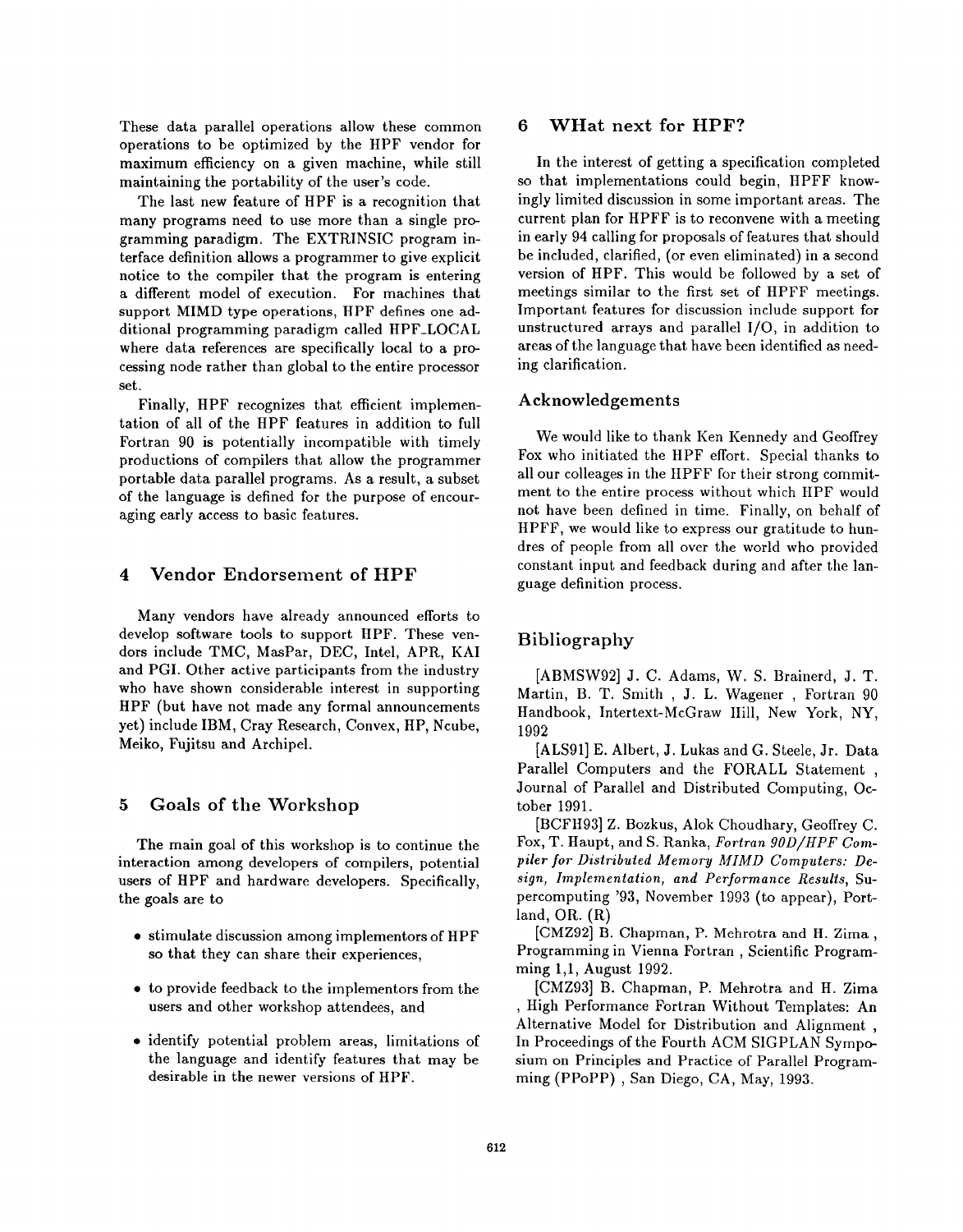These data parallel operations allow these common operations to be optimized by the HPF vendor for maximum efficiency on a given machine, while still maintaining the portability of the user's code.

The last new feature of HPF is a recognition that many programs need to use more than a single programming paradigm. The EXTRINSIC program interface definition allows a programmer to give explicit notice to the compiler that the program is entering a different model of execution. For machines that support MIMD type operations, HPF defines one additional programming paradigm called HPF_LOCAL where data references are specifically local to a processing node rather than global to the entire processor set.

Finally, HPF recognizes that efficient implementation of all of the HPF features in addition to full Fortran 90 is potentially incompatible with timely productions of compilers that allow the programmer portable data parallel programs. As a result, a subset of the language is defined for the purpose of encouraging early access to basic features.

## 4 Vendor Endorsement of HPF

Many vendors have already announced efforts to develop software tools to support HPF. These vendors include TMC, MasPar, DEC, Intel, APR, KAI and PGI. Other active participants from the industry who have shown considerable interest in supporting HPF (but have not made any formal announcements yet) include IBM, Cray Research, Convex, HP, Ncube, Meiko, Fujitsu and Archipel.

## 5 Goals of the Workshop

The main goal of this workshop is to continue the interaction among developers of compilers, potential users of HPF and hardware developers. Specifically, the goals are to

- stimulate discussion among implementors of HPF so that they can share their experiences,
- to provide feedback to the implementors from the users and other workshop attendees, and
- identify potential problem areas, limitations of the language and identify features that may be desirable in the newer versions of HPF.

## 6 WHat next for HPF?

In the interest of getting a specification completed so that implementations could begin, HPFF knowingly limited discussion in some important areas. The current plan for HPFF is to reconvene with a meeting in early 94 calling for proposals of features that should be included, clarified, (or even eliminated) in a second version of HPF. This would be followed by a set of meetings similar to the first set of HPFF meetings. Important features for discussion include support for unstructured arrays and parallel I/O, in addition to areas of the language that have been identified as needing clarification.

### Acknowledgements

We would like to thank Ken Kennedy and Geoffrey Fox who initiated the HPF effort. Special thanks to all our colleages in the HPFF for their strong commitment to the entire process without which HPF would not have been defined in time. Finally, on behalf of HPFF, we would like to express our gratitude to hundres of people from all over the world who provided constant input and feedback during and after the language definition process.

## Bibliography

[ABMSW92] J. C. Adams, W. S. Brainerd, J. T. Martin, B. T. Smith , J. L. Wagener , Fortran 90 Handbook, Intertext-McGraw Hill, New York, NY, 1992

[ALS91] E. Albert, J. Lukas and G. Steele, Jr. Data Parallel Computers and the FORALL Statement , Journal of Parallel and Distributed Computing, October 1991.

[BCFH93] Z. Bozkus, Alok Choudhary, Geoffrey C. Fox, T. Haupt, and S. Ranka, *Fortran 90D/HPF Compiler for Distributed Memory MIMD Computers: Design, Implementation, and Performance Results*, Supercomputing '93, November 1993 (to appear), Portland, OR. (R)

[CMZ92] B. Chapman, P. Mehrotra and H. Zima , Programming in Vienna Fortran , Scientific Programming 1,1, August 1992.

[CMZ93] B. Chapman, P. Mehrotra and H. Zima , High Performance Fortran Without Templates: An Alternative Model for Distribution and Alignment , In Proceedings of the Fourth ACM SIGPLAN Symposium on Principles and Practice of Parallel Programming (PPoPP) , San Diego, CA, May, 1993.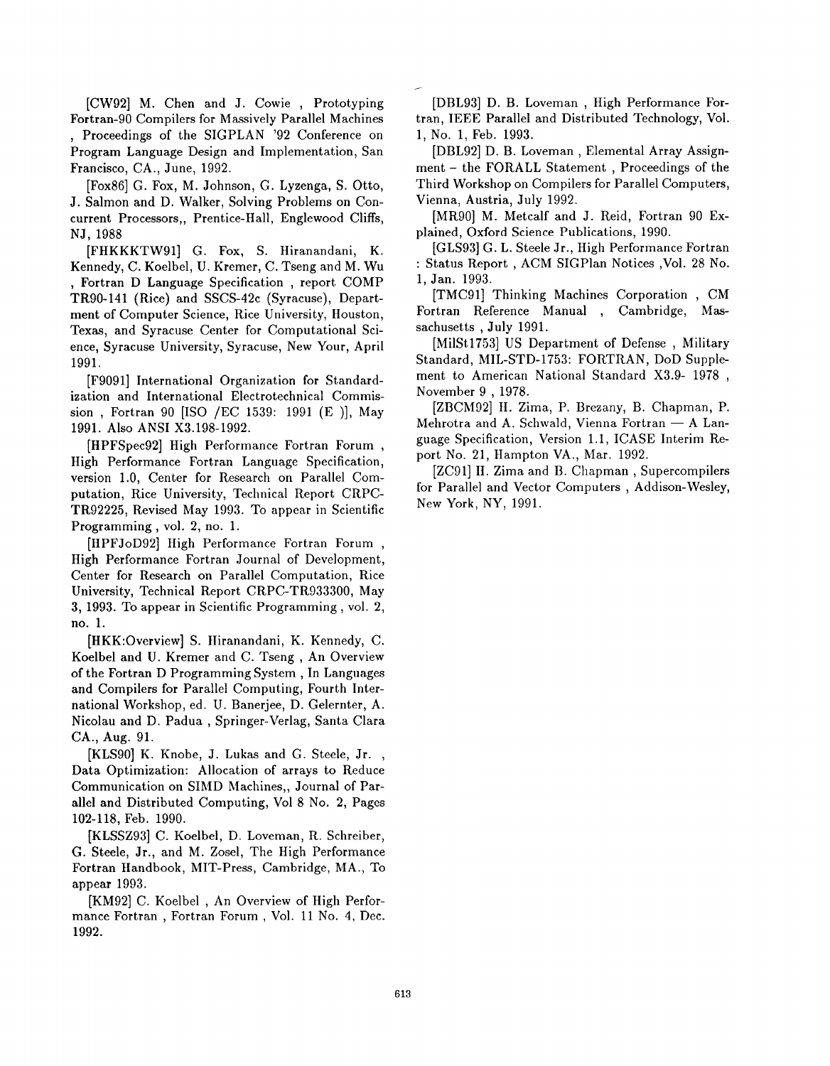[CW92] M. Chen and J. Cowie , Prototyping Fortran-90 Compilers for Massively Parallel Machines , Proceedings of the SIGPLAN '92 Conference on Program Language Design and Implementation, San Francisco, CA., June, 1992.

[Fox86] G. Fox, M. Johnson, G. Lyzenga, S. Otto, J. Salmon and D. Walker, Solving Problems on Concurrent Processors,, Prentice-Hall, Englewood Cliffs, NJ, 1988

[FHKKKTW91] G. Fox, S. Hiranandani, K. Kennedy, C. Koelbel, U. Kremer, C. Tseng and M. Wu , Fortran D Language Specification , report COMP TR90-141 (Rice) and SSCS-42c (Syracuse), Department of Computer Science, Rice University, Houston, Texas, and Syracuse Center for Computational Science, Syracuse University, Syracuse, New Your, April 1991.

[F9091] International Organization for Standardization and International Electrotechnical Commission , Fortran 90 [ISO /EC 1539: 1991 (E )], May 1991. Also ANSI X3.198-1992.

[HPFSpec92] High Performance Fortran Forum , High Performance Fortran Language Specification, version 1.0, Center for Research on Parallel Computation, Rice University, Technical Report CRPC-TR92225, Revised May 1993. To appear in Scientific Programming , vol. 2, no. 1.

[HPFJoD92] High Performance Fortran Forum , High Performance Fortran Journal of Development, Center for Research on Parallel Computation, Rice University, Technical Report CRPC-TR933300, May 3, 1993. To appear in Scientific Programming , vol. 2, no. 1.

[HKK:Overview] S. Hiranandani, K. Kennedy, C. Koelbel and U. Kremer and C. Tseng , An Overview of the Fortran D Programming System , In Languages and Compilers for Parallel Computing, Fourth International Workshop, ed. U. Banerjee, D. Gelernter, A. Nicolau and D. Padua , Springer-Verlag, Santa Clara CA., Aug. 91.

[KLS90] K. Knobe, J. Lukas and G. Steele, Jr. , Data Optimization: Allocation of arrays to Reduce Communication on SIMD Machines,, Journal of Parallel and Distributed Computing, Vol 8 No. 2, Pages 102-118, Feb. 1990.

[KLSSZ93] C. Koelbel, D. Loveman, R. Schreiber, G. Steele, Jr., and M. Zosel, The High Performance Fortran Handbook, MIT-Press, Cambridge, MA., To appear 1993.

[KM92] C. Koelbel , An Overview of High Performance Fortran , Fortran Forum , Vol. 11 No. 4, Dec. 1992.

[DBL93] D. B. Loveman , High Performance Fortran, IEEE Parallel and Distributed Technology, Vol. 1, No. 1, Feb. 1993.

[DBL92] D. B. Loveman , Elemental Array Assignment – the FORALL Statement , Proceedings of the Third Workshop on Compilers for Parallel Computers, Vienna, Austria, July 1992.

[MR90] M. Metcalf and J. Reid, Fortran 90 Explained, Oxford Science Publications, 1990.

[GLS93] G. L. Steele Jr., High Performance Fortran : Status Report , ACM SIGPlan Notices ,Vol. 28 No. 1, Jan. 1993.

[TMC91] Thinking Machines Corporation , CM Fortran Reference Manual , Cambridge, Massachusetts , July 1991.

[MilSt1753] US Department of Defense , Military Standard, MIL-STD-1753: FORTRAN, DoD Supplement to American National Standard X3.9- 1978 , November 9 , 1978.

[ZBCM92] H. Zima, P. Brezany, B. Chapman, P. Mehrotra and A. Schwald, Vienna Fortran — A Language Specification, Version 1.1, ICASE Interim Report No. 21, Hampton VA., Mar. 1992.

[ZC91] H. Zima and B. Chapman , Supercompilers for Parallel and Vector Computers , Addison-Wesley, New York, NY, 1991.